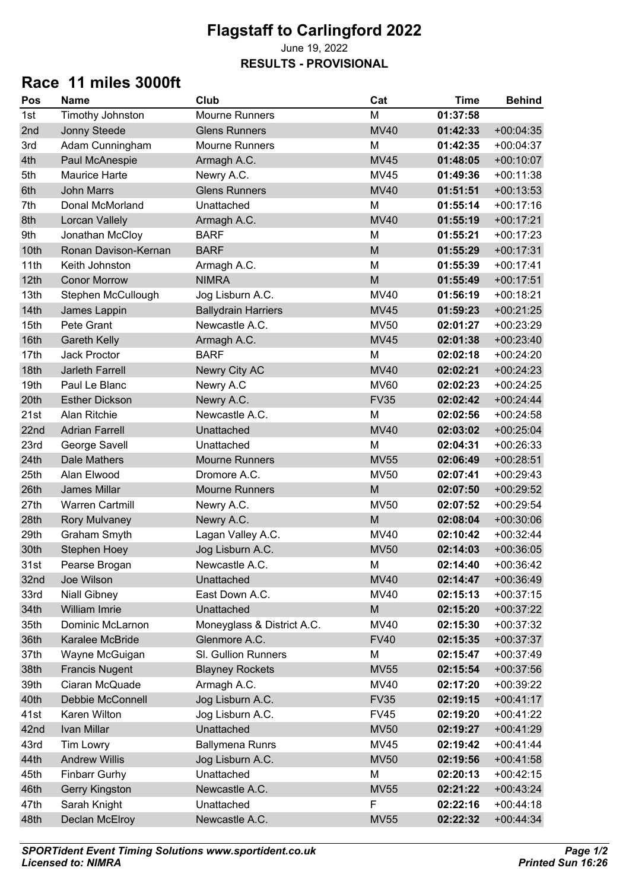# Flagstaff to Carlingford 2022

June 19, 2022

**RESULTS - PROVISIONAL**

## Race 11 miles 3000ft

| Pos | Name | Club | Cat | Time | Behind |
|---|---|---|---|---|---|
| 1st | Timothy Johnston | Mourne Runners | M | **01:37:58** | |
| 2nd | Jonny Steede | Glens Runners | MV40 | **01:42:33** | +00:04:35 |
| 3rd | Adam Cunningham | Mourne Runners | M | **01:42:35** | +00:04:37 |
| 4th | Paul McAnespie | Armagh A.C. | MV45 | **01:48:05** | +00:10:07 |
| 5th | Maurice Harte | Newry A.C. | MV45 | **01:49:36** | +00:11:38 |
| 6th | John Marrs | Glens Runners | MV40 | **01:51:51** | +00:13:53 |
| 7th | Donal McMorland | Unattached | M | **01:55:14** | +00:17:16 |
| 8th | Lorcan Vallely | Armagh A.C. | MV40 | **01:55:19** | +00:17:21 |
| 9th | Jonathan McCloy | BARF | M | **01:55:21** | +00:17:23 |
| 10th | Ronan Davison-Kernan | BARF | M | **01:55:29** | +00:17:31 |
| 11th | Keith Johnston | Armagh A.C. | M | **01:55:39** | +00:17:41 |
| 12th | Conor Morrow | NIMRA | M | **01:55:49** | +00:17:51 |
| 13th | Stephen McCullough | Jog Lisburn A.C. | MV40 | **01:56:19** | +00:18:21 |
| 14th | James Lappin | Ballydrain Harriers | MV45 | **01:59:23** | +00:21:25 |
| 15th | Pete Grant | Newcastle A.C. | MV50 | **02:01:27** | +00:23:29 |
| 16th | Gareth Kelly | Armagh A.C. | MV45 | **02:01:38** | +00:23:40 |
| 17th | Jack Proctor | BARF | M | **02:02:18** | +00:24:20 |
| 18th | Jarleth Farrell | Newry City AC | MV40 | **02:02:21** | +00:24:23 |
| 19th | Paul Le Blanc | Newry A.C | MV60 | **02:02:23** | +00:24:25 |
| 20th | Esther Dickson | Newry A.C. | FV35 | **02:02:42** | +00:24:44 |
| 21st | Alan Ritchie | Newcastle A.C. | M | **02:02:56** | +00:24:58 |
| 22nd | Adrian Farrell | Unattached | MV40 | **02:03:02** | +00:25:04 |
| 23rd | George Savell | Unattached | M | **02:04:31** | +00:26:33 |
| 24th | Dale Mathers | Mourne Runners | MV55 | **02:06:49** | +00:28:51 |
| 25th | Alan Elwood | Dromore A.C. | MV50 | **02:07:41** | +00:29:43 |
| 26th | James Millar | Mourne Runners | M | **02:07:50** | +00:29:52 |
| 27th | Warren Cartmill | Newry A.C. | MV50 | **02:07:52** | +00:29:54 |
| 28th | Rory Mulvaney | Newry A.C. | M | **02:08:04** | +00:30:06 |
| 29th | Graham Smyth | Lagan Valley A.C. | MV40 | **02:10:42** | +00:32:44 |
| 30th | Stephen Hoey | Jog Lisburn A.C. | MV50 | **02:14:03** | +00:36:05 |
| 31st | Pearse Brogan | Newcastle A.C. | M | **02:14:40** | +00:36:42 |
| 32nd | Joe Wilson | Unattached | MV40 | **02:14:47** | +00:36:49 |
| 33rd | Niall Gibney | East Down A.C. | MV40 | **02:15:13** | +00:37:15 |
| 34th | William Imrie | Unattached | M | **02:15:20** | +00:37:22 |
| 35th | Dominic McLarnon | Moneyglass & District A.C. | MV40 | **02:15:30** | +00:37:32 |
| 36th | Karalee McBride | Glenmore A.C. | FV40 | **02:15:35** | +00:37:37 |
| 37th | Wayne McGuigan | Sl. Gullion Runners | M | **02:15:47** | +00:37:49 |
| 38th | Francis Nugent | Blayney Rockets | MV55 | **02:15:54** | +00:37:56 |
| 39th | Ciaran McQuade | Armagh A.C. | MV40 | **02:17:20** | +00:39:22 |
| 40th | Debbie McConnell | Jog Lisburn A.C. | FV35 | **02:19:15** | +00:41:17 |
| 41st | Karen Wilton | Jog Lisburn A.C. | FV45 | **02:19:20** | +00:41:22 |
| 42nd | Ivan Millar | Unattached | MV50 | **02:19:27** | +00:41:29 |
| 43rd | Tim Lowry | Ballymena Runrs | MV45 | **02:19:42** | +00:41:44 |
| 44th | Andrew Willis | Jog Lisburn A.C. | MV50 | **02:19:56** | +00:41:58 |
| 45th | Finbarr Gurhy | Unattached | M | **02:20:13** | +00:42:15 |
| 46th | Gerry Kingston | Newcastle A.C. | MV55 | **02:21:22** | +00:43:24 |
| 47th | Sarah Knight | Unattached | F | **02:22:16** | +00:44:18 |
| 48th | Declan McElroy | Newcastle A.C. | MV55 | **02:22:32** | +00:44:34 |

*SPORTident Event Timing Solutions www.sportident.co.uk*
*Licensed to: NIMRA*

*Printed Sun 16:26*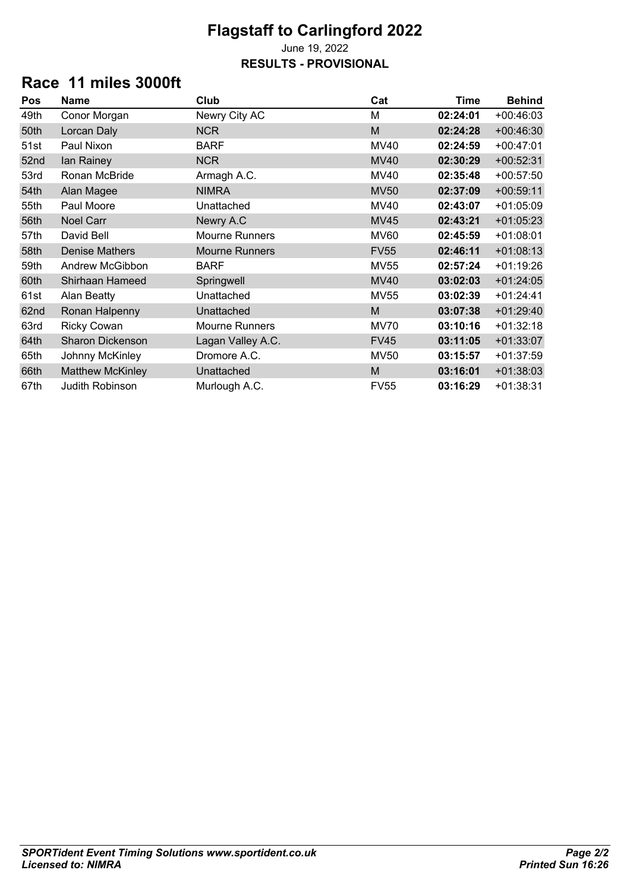# Flagstaff to Carlingford 2022

June 19, 2022

**RESULTS - PROVISIONAL**

## Race 11 miles 3000ft

| Pos | Name | Club | Cat | Time | Behind |
|---|---|---|---|---|---|
| 49th | Conor Morgan | Newry City AC | M | **02:24:01** | +00:46:03 |
| 50th | Lorcan Daly | NCR | M | **02:24:28** | +00:46:30 |
| 51st | Paul Nixon | BARF | MV40 | **02:24:59** | +00:47:01 |
| 52nd | Ian Rainey | NCR | MV40 | **02:30:29** | +00:52:31 |
| 53rd | Ronan McBride | Armagh A.C. | MV40 | **02:35:48** | +00:57:50 |
| 54th | Alan Magee | NIMRA | MV50 | **02:37:09** | +00:59:11 |
| 55th | Paul Moore | Unattached | MV40 | **02:43:07** | +01:05:09 |
| 56th | Noel Carr | Newry A.C | MV45 | **02:43:21** | +01:05:23 |
| 57th | David Bell | Mourne Runners | MV60 | **02:45:59** | +01:08:01 |
| 58th | Denise Mathers | Mourne Runners | FV55 | **02:46:11** | +01:08:13 |
| 59th | Andrew McGibbon | BARF | MV55 | **02:57:24** | +01:19:26 |
| 60th | Shirhaan Hameed | Springwell | MV40 | **03:02:03** | +01:24:05 |
| 61st | Alan Beatty | Unattached | MV55 | **03:02:39** | +01:24:41 |
| 62nd | Ronan Halpenny | Unattached | M | **03:07:38** | +01:29:40 |
| 63rd | Ricky Cowan | Mourne Runners | MV70 | **03:10:16** | +01:32:18 |
| 64th | Sharon Dickenson | Lagan Valley A.C. | FV45 | **03:11:05** | +01:33:07 |
| 65th | Johnny McKinley | Dromore A.C. | MV50 | **03:15:57** | +01:37:59 |
| 66th | Matthew McKinley | Unattached | M | **03:16:01** | +01:38:03 |
| 67th | Judith Robinson | Murlough A.C. | FV55 | **03:16:29** | +01:38:31 |

*SPORTident Event Timing Solutions www.sportident.co.uk*
*Licensed to: NIMRA*

*Printed Sun 16:26*